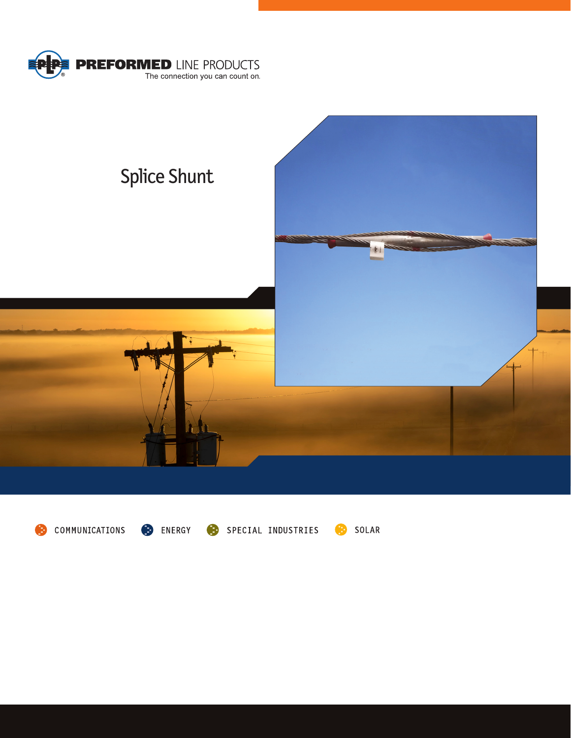PREFORMED LINE PRODUCTS

The connection you can count on.

# Splice Shunt

COMMUNICATIONS ENERGY SPECIAL INDUSTRIES SOLAR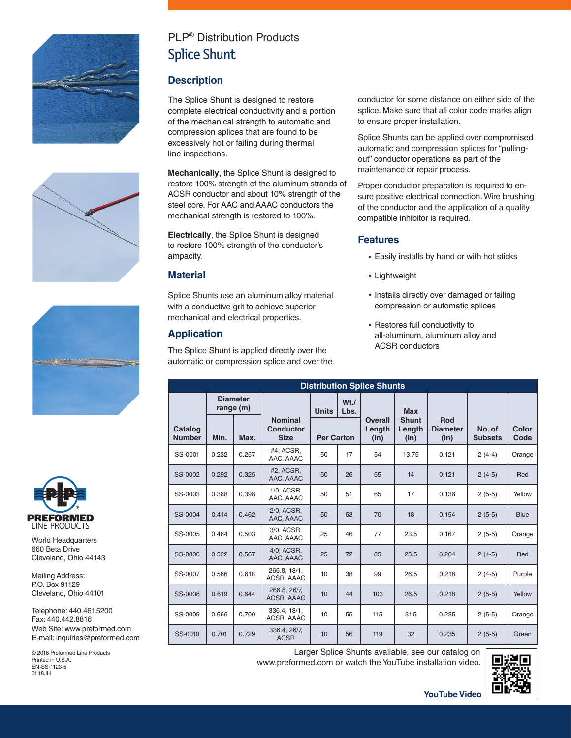PLP® Distribution Products

# Splice Shunt

## Description

The Splice Shunt is designed to restore complete electrical conductivity and a portion of the mechanical strength to automatic and compression splices that are found to be excessively hot or failing during thermal line inspections.

**Mechanically**, the Splice Shunt is designed to restore 100% strength of the aluminum strands of ACSR conductor and about 10% strength of the steel core. For AAC and AAAC conductors the mechanical strength is restored to 100%.

**Electrically**, the Splice Shunt is designed to restore 100% strength of the conductor's ampacity.

## Material

Splice Shunts use an aluminum alloy material with a conductive grit to achieve superior mechanical and electrical properties.

## Application

The Splice Shunt is applied directly over the automatic or compression splice and over the conductor for some distance on either side of the splice. Make sure that all color code marks align to ensure proper installation.

Splice Shunts can be applied over compromised automatic and compression splices for "pulling-out" conductor operations as part of the maintenance or repair process.

Proper conductor preparation is required to ensure positive electrical connection. Wire brushing of the conductor and the application of a quality compatible inhibitor is required.

## Features

- Easily installs by hand or with hot sticks
- Lightweight
- Installs directly over damaged or failing compression or automatic splices
- Restores full conductivity to all-aluminum, aluminum alloy and ACSR conductors

**Distribution Splice Shunts**

| Catalog Number | Diameter range (m) | | Nominal Conductor Size | Units | Wt./ Lbs. | Overall Length (in) | Max Shunt Length (in) | Rod Diameter (in) | No. of Subsets | Color Code |
|---|---|---|---|---|---|---|---|---|---|---|
| | Min. | Max. | | Per Carton | | | | | | |
| SS-0001 | 0.232 | 0.257 | #4, ACSR, AAC, AAAC | 50 | 17 | 54 | 13.75 | 0.121 | 2 (4-4) | Orange |
| SS-0002 | 0.292 | 0.325 | #2, ACSR, AAC, AAAC | 50 | 26 | 55 | 14 | 0.121 | 2 (4-5) | Red |
| SS-0003 | 0.368 | 0.398 | 1/0, ACSR, AAC, AAAC | 50 | 51 | 65 | 17 | 0.136 | 2 (5-5) | Yellow |
| SS-0004 | 0.414 | 0.462 | 2/0, ACSR, AAC, AAAC | 50 | 63 | 70 | 18 | 0.154 | 2 (5-5) | Blue |
| SS-0005 | 0.464 | 0.503 | 3/0, ACSR, AAC, AAAC | 25 | 46 | 77 | 23.5 | 0.167 | 2 (5-5) | Orange |
| SS-0006 | 0.522 | 0.567 | 4/0, ACSR, AAC, AAAC | 25 | 72 | 85 | 23.5 | 0.204 | 2 (4-5) | Red |
| SS-0007 | 0.586 | 0.618 | 266.8, 18/1, ACSR, AAAC | 10 | 38 | 99 | 26.5 | 0.218 | 2 (4-5) | Purple |
| SS-0008 | 0.619 | 0.644 | 266.8, 26/7, ACSR, AAAC | 10 | 44 | 103 | 26.5 | 0.218 | 2 (5-5) | Yellow |
| SS-0009 | 0.666 | 0.700 | 336.4, 18/1, ACSR, AAAC | 10 | 55 | 115 | 31.5 | 0.235 | 2 (5-5) | Orange |
| SS-0010 | 0.701 | 0.729 | 336.4, 26/7, ACSR | 10 | 56 | 119 | 32 | 0.235 | 2 (5-5) | Green |

Larger Splice Shunts available, see our catalog on www.preformed.com or watch the YouTube installation video.

YouTube Video

PREFORMED LINE PRODUCTS

World Headquarters
660 Beta Drive
Cleveland, Ohio 44143

Mailing Address:
P.O. Box 91129
Cleveland, Ohio 44101

Telephone: 440.461.5200
Fax: 440.442.8816
Web Site: www.preformed.com
E-mail: inquiries@preformed.com

© 2018 Preformed Line Products
Printed in U.S.A.
EN-SS-1123-5
01.18.IH